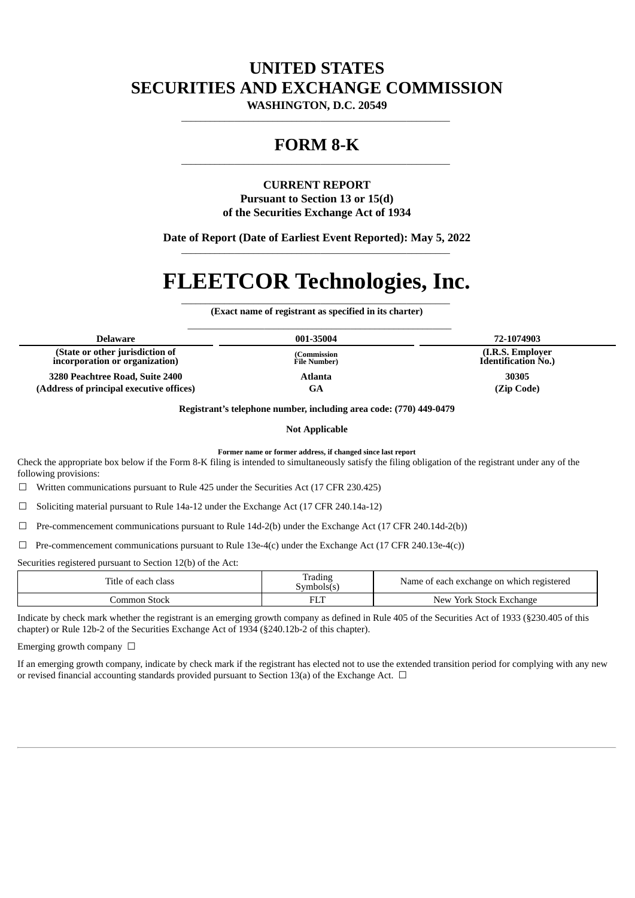# UNITED STATES
# SECURITIES AND EXCHANGE COMMISSION

**WASHINGTON, D.C. 20549**

---

## FORM 8-K

---

**CURRENT REPORT**
**Pursuant to Section 13 or 15(d)**
**of the Securities Exchange Act of 1934**

**Date of Report (Date of Earliest Event Reported): May 5, 2022**

---

# FLEETCOR Technologies, Inc.

**(Exact name of registrant as specified in its charter)**

---

| Delaware | 001-35004 | 72-1074903 |
|---|---|---|
| (State or other jurisdiction of incorporation or organization) | (Commission File Number) | (I.R.S. Employer Identification No.) |
| 3280 Peachtree Road, Suite 2400 | Atlanta | 30305 |
| (Address of principal executive offices) | GA | (Zip Code) |

**Registrant's telephone number, including area code: (770) 449-0479**

**Not Applicable**

**Former name or former address, if changed since last report**

Check the appropriate box below if the Form 8-K filing is intended to simultaneously satisfy the filing obligation of the registrant under any of the following provisions:

☐ Written communications pursuant to Rule 425 under the Securities Act (17 CFR 230.425)

☐ Soliciting material pursuant to Rule 14a-12 under the Exchange Act (17 CFR 240.14a-12)

☐ Pre-commencement communications pursuant to Rule 14d-2(b) under the Exchange Act (17 CFR 240.14d-2(b))

☐ Pre-commencement communications pursuant to Rule 13e-4(c) under the Exchange Act (17 CFR 240.13e-4(c))

Securities registered pursuant to Section 12(b) of the Act:

| Title of each class | Trading Symbols(s) | Name of each exchange on which registered |
|---|---|---|
| Common Stock | FLT | New York Stock Exchange |

Indicate by check mark whether the registrant is an emerging growth company as defined in Rule 405 of the Securities Act of 1933 (§230.405 of this chapter) or Rule 12b-2 of the Securities Exchange Act of 1934 (§240.12b-2 of this chapter).

Emerging growth company ☐

If an emerging growth company, indicate by check mark if the registrant has elected not to use the extended transition period for complying with any new or revised financial accounting standards provided pursuant to Section 13(a) of the Exchange Act. ☐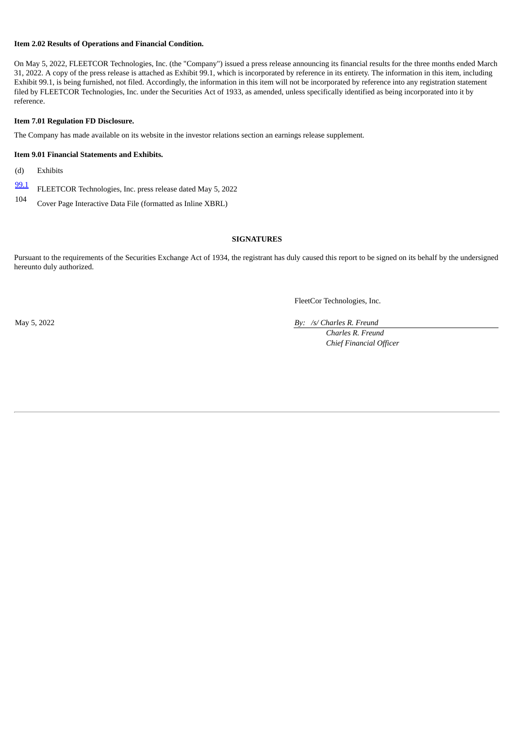**Item 2.02 Results of Operations and Financial Condition.**

On May 5, 2022, FLEETCOR Technologies, Inc. (the "Company") issued a press release announcing its financial results for the three months ended March 31, 2022. A copy of the press release is attached as Exhibit 99.1, which is incorporated by reference in its entirety. The information in this item, including Exhibit 99.1, is being furnished, not filed. Accordingly, the information in this item will not be incorporated by reference into any registration statement filed by FLEETCOR Technologies, Inc. under the Securities Act of 1933, as amended, unless specifically identified as being incorporated into it by reference.

**Item 7.01 Regulation FD Disclosure.**

The Company has made available on its website in the investor relations section an earnings release supplement.

**Item 9.01 Financial Statements and Exhibits.**

(d) Exhibits

| | |
|---|---|
| 99.1 | FLEETCOR Technologies, Inc. press release dated May 5, 2022 |
| 104 | Cover Page Interactive Data File (formatted as Inline XBRL) |

**SIGNATURES**

Pursuant to the requirements of the Securities Exchange Act of 1934, the registrant has duly caused this report to be signed on its behalf by the undersigned hereunto duly authorized.

FleetCor Technologies, Inc.

May 5, 2022

*By: /s/ Charles R. Freund*
*Charles R. Freund*
*Chief Financial Officer*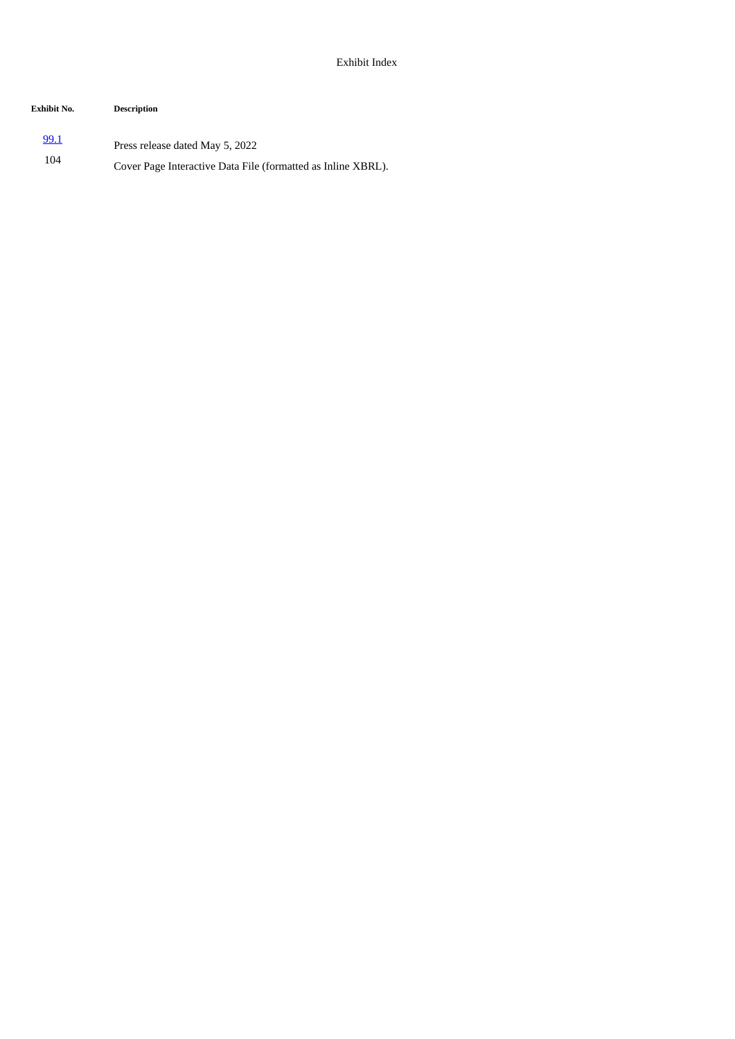Exhibit Index

| Exhibit No. | Description |
| --- | --- |
| 99.1 | Press release dated May 5, 2022 |
| 104 | Cover Page Interactive Data File (formatted as Inline XBRL). |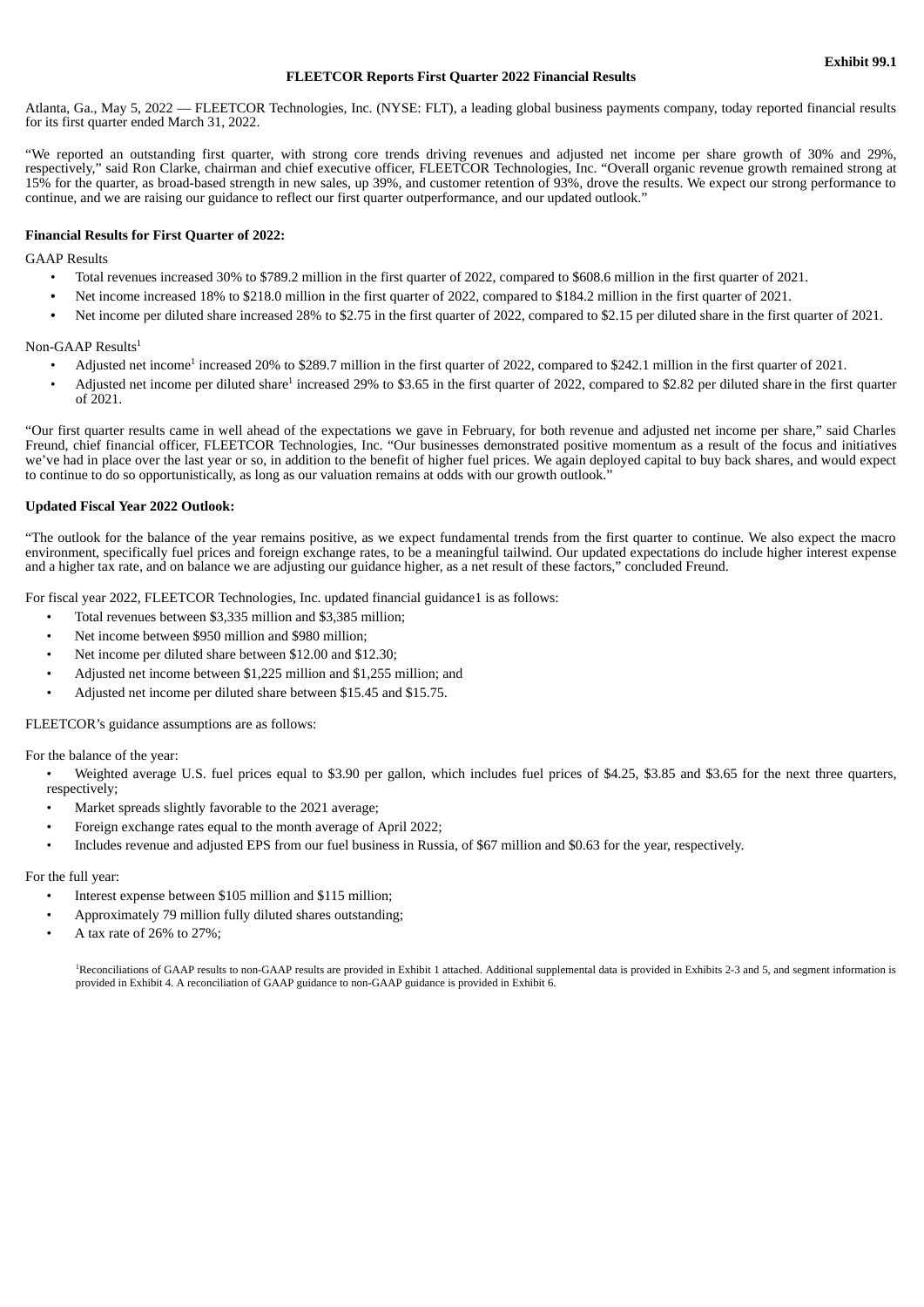Exhibit 99.1

# FLEETCOR Reports First Quarter 2022 Financial Results

Atlanta, Ga., May 5, 2022 — FLEETCOR Technologies, Inc. (NYSE: FLT), a leading global business payments company, today reported financial results for its first quarter ended March 31, 2022.

"We reported an outstanding first quarter, with strong core trends driving revenues and adjusted net income per share growth of 30% and 29%, respectively," said Ron Clarke, chairman and chief executive officer, FLEETCOR Technologies, Inc. "Overall organic revenue growth remained strong at 15% for the quarter, as broad-based strength in new sales, up 39%, and customer retention of 93%, drove the results. We expect our strong performance to continue, and we are raising our guidance to reflect our first quarter outperformance, and our updated outlook."

**Financial Results for First Quarter of 2022:**

GAAP Results

- Total revenues increased 30% to $789.2 million in the first quarter of 2022, compared to $608.6 million in the first quarter of 2021.
- Net income increased 18% to $218.0 million in the first quarter of 2022, compared to $184.2 million in the first quarter of 2021.
- Net income per diluted share increased 28% to $2.75 in the first quarter of 2022, compared to $2.15 per diluted share in the first quarter of 2021.

Non-GAAP Results[1]

- Adjusted net income[1] increased 20% to $289.7 million in the first quarter of 2022, compared to $242.1 million in the first quarter of 2021.
- Adjusted net income per diluted share[1] increased 29% to $3.65 in the first quarter of 2022, compared to $2.82 per diluted share in the first quarter of 2021.

"Our first quarter results came in well ahead of the expectations we gave in February, for both revenue and adjusted net income per share," said Charles Freund, chief financial officer, FLEETCOR Technologies, Inc. "Our businesses demonstrated positive momentum as a result of the focus and initiatives we've had in place over the last year or so, in addition to the benefit of higher fuel prices. We again deployed capital to buy back shares, and would expect to continue to do so opportunistically, as long as our valuation remains at odds with our growth outlook."

**Updated Fiscal Year 2022 Outlook:**

"The outlook for the balance of the year remains positive, as we expect fundamental trends from the first quarter to continue. We also expect the macro environment, specifically fuel prices and foreign exchange rates, to be a meaningful tailwind. Our updated expectations do include higher interest expense and a higher tax rate, and on balance we are adjusting our guidance higher, as a net result of these factors," concluded Freund.

For fiscal year 2022, FLEETCOR Technologies, Inc. updated financial guidance1 is as follows:

- Total revenues between $3,335 million and $3,385 million;
- Net income between $950 million and $980 million;
- Net income per diluted share between $12.00 and $12.30;
- Adjusted net income between $1,225 million and $1,255 million; and
- Adjusted net income per diluted share between $15.45 and $15.75.

FLEETCOR's guidance assumptions are as follows:

For the balance of the year:

- Weighted average U.S. fuel prices equal to $3.90 per gallon, which includes fuel prices of $4.25, $3.85 and $3.65 for the next three quarters, respectively;
- Market spreads slightly favorable to the 2021 average;
- Foreign exchange rates equal to the month average of April 2022;
- Includes revenue and adjusted EPS from our fuel business in Russia, of $67 million and $0.63 for the year, respectively.

For the full year:

- Interest expense between $105 million and $115 million;
- Approximately 79 million fully diluted shares outstanding;
- A tax rate of 26% to 27%;

[1]Reconciliations of GAAP results to non-GAAP results are provided in Exhibit 1 attached. Additional supplemental data is provided in Exhibits 2-3 and 5, and segment information is provided in Exhibit 4. A reconciliation of GAAP guidance to non-GAAP guidance is provided in Exhibit 6.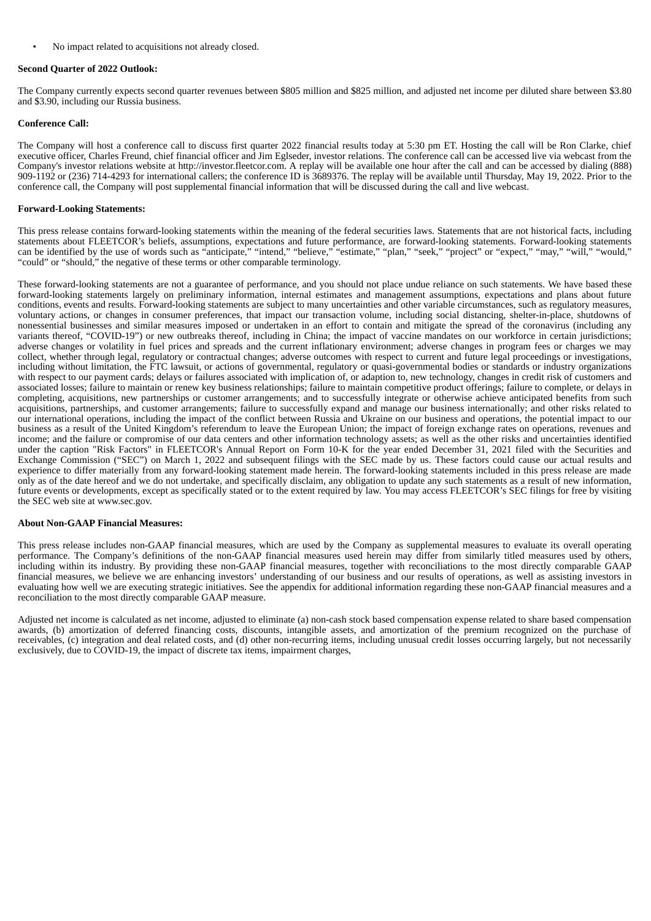- No impact related to acquisitions not already closed.

**Second Quarter of 2022 Outlook:**

The Company currently expects second quarter revenues between $805 million and $825 million, and adjusted net income per diluted share between $3.80 and $3.90, including our Russia business.

**Conference Call:**

The Company will host a conference call to discuss first quarter 2022 financial results today at 5:30 pm ET. Hosting the call will be Ron Clarke, chief executive officer, Charles Freund, chief financial officer and Jim Eglseder, investor relations. The conference call can be accessed live via webcast from the Company's investor relations website at http://investor.fleetcor.com. A replay will be available one hour after the call and can be accessed by dialing (888) 909-1192 or (236) 714-4293 for international callers; the conference ID is 3689376. The replay will be available until Thursday, May 19, 2022. Prior to the conference call, the Company will post supplemental financial information that will be discussed during the call and live webcast.

**Forward-Looking Statements:**

This press release contains forward-looking statements within the meaning of the federal securities laws. Statements that are not historical facts, including statements about FLEETCOR's beliefs, assumptions, expectations and future performance, are forward-looking statements. Forward-looking statements can be identified by the use of words such as "anticipate," "intend," "believe," "estimate," "plan," "seek," "project" or "expect," "may," "will," "would," "could" or "should," the negative of these terms or other comparable terminology.

These forward-looking statements are not a guarantee of performance, and you should not place undue reliance on such statements. We have based these forward-looking statements largely on preliminary information, internal estimates and management assumptions, expectations and plans about future conditions, events and results. Forward-looking statements are subject to many uncertainties and other variable circumstances, such as regulatory measures, voluntary actions, or changes in consumer preferences, that impact our transaction volume, including social distancing, shelter-in-place, shutdowns of nonessential businesses and similar measures imposed or undertaken in an effort to contain and mitigate the spread of the coronavirus (including any variants thereof, "COVID-19") or new outbreaks thereof, including in China; the impact of vaccine mandates on our workforce in certain jurisdictions; adverse changes or volatility in fuel prices and spreads and the current inflationary environment; adverse changes in program fees or charges we may collect, whether through legal, regulatory or contractual changes; adverse outcomes with respect to current and future legal proceedings or investigations, including without limitation, the FTC lawsuit, or actions of governmental, regulatory or quasi-governmental bodies or standards or industry organizations with respect to our payment cards; delays or failures associated with implication of, or adaption to, new technology, changes in credit risk of customers and associated losses; failure to maintain or renew key business relationships; failure to maintain competitive product offerings; failure to complete, or delays in completing, acquisitions, new partnerships or customer arrangements; and to successfully integrate or otherwise achieve anticipated benefits from such acquisitions, partnerships, and customer arrangements; failure to successfully expand and manage our business internationally; and other risks related to our international operations, including the impact of the conflict between Russia and Ukraine on our business and operations, the potential impact to our business as a result of the United Kingdom's referendum to leave the European Union; the impact of foreign exchange rates on operations, revenues and income; and the failure or compromise of our data centers and other information technology assets; as well as the other risks and uncertainties identified under the caption "Risk Factors" in FLEETCOR's Annual Report on Form 10-K for the year ended December 31, 2021 filed with the Securities and Exchange Commission ("SEC") on March 1, 2022 and subsequent filings with the SEC made by us. These factors could cause our actual results and experience to differ materially from any forward-looking statement made herein. The forward-looking statements included in this press release are made only as of the date hereof and we do not undertake, and specifically disclaim, any obligation to update any such statements as a result of new information, future events or developments, except as specifically stated or to the extent required by law. You may access FLEETCOR's SEC filings for free by visiting the SEC web site at www.sec.gov.

**About Non-GAAP Financial Measures:**

This press release includes non-GAAP financial measures, which are used by the Company as supplemental measures to evaluate its overall operating performance. The Company's definitions of the non-GAAP financial measures used herein may differ from similarly titled measures used by others, including within its industry. By providing these non-GAAP financial measures, together with reconciliations to the most directly comparable GAAP financial measures, we believe we are enhancing investors' understanding of our business and our results of operations, as well as assisting investors in evaluating how well we are executing strategic initiatives. See the appendix for additional information regarding these non-GAAP financial measures and a reconciliation to the most directly comparable GAAP measure.

Adjusted net income is calculated as net income, adjusted to eliminate (a) non-cash stock based compensation expense related to share based compensation awards, (b) amortization of deferred financing costs, discounts, intangible assets, and amortization of the premium recognized on the purchase of receivables, (c) integration and deal related costs, and (d) other non-recurring items, including unusual credit losses occurring largely, but not necessarily exclusively, due to COVID-19, the impact of discrete tax items, impairment charges,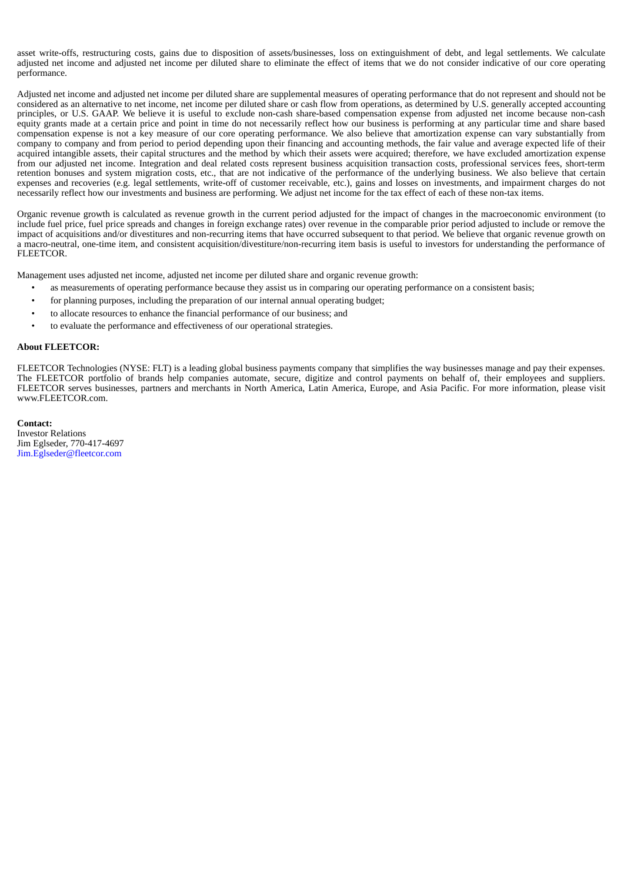asset write-offs, restructuring costs, gains due to disposition of assets/businesses, loss on extinguishment of debt, and legal settlements. We calculate adjusted net income and adjusted net income per diluted share to eliminate the effect of items that we do not consider indicative of our core operating performance.

Adjusted net income and adjusted net income per diluted share are supplemental measures of operating performance that do not represent and should not be considered as an alternative to net income, net income per diluted share or cash flow from operations, as determined by U.S. generally accepted accounting principles, or U.S. GAAP. We believe it is useful to exclude non-cash share-based compensation expense from adjusted net income because non-cash equity grants made at a certain price and point in time do not necessarily reflect how our business is performing at any particular time and share based compensation expense is not a key measure of our core operating performance. We also believe that amortization expense can vary substantially from company to company and from period to period depending upon their financing and accounting methods, the fair value and average expected life of their acquired intangible assets, their capital structures and the method by which their assets were acquired; therefore, we have excluded amortization expense from our adjusted net income. Integration and deal related costs represent business acquisition transaction costs, professional services fees, short-term retention bonuses and system migration costs, etc., that are not indicative of the performance of the underlying business. We also believe that certain expenses and recoveries (e.g. legal settlements, write-off of customer receivable, etc.), gains and losses on investments, and impairment charges do not necessarily reflect how our investments and business are performing. We adjust net income for the tax effect of each of these non-tax items.

Organic revenue growth is calculated as revenue growth in the current period adjusted for the impact of changes in the macroeconomic environment (to include fuel price, fuel price spreads and changes in foreign exchange rates) over revenue in the comparable prior period adjusted to include or remove the impact of acquisitions and/or divestitures and non-recurring items that have occurred subsequent to that period. We believe that organic revenue growth on a macro-neutral, one-time item, and consistent acquisition/divestiture/non-recurring item basis is useful to investors for understanding the performance of FLEETCOR.

Management uses adjusted net income, adjusted net income per diluted share and organic revenue growth:

- as measurements of operating performance because they assist us in comparing our operating performance on a consistent basis;
- for planning purposes, including the preparation of our internal annual operating budget;
- to allocate resources to enhance the financial performance of our business; and
- to evaluate the performance and effectiveness of our operational strategies.

**About FLEETCOR:**

FLEETCOR Technologies (NYSE: FLT) is a leading global business payments company that simplifies the way businesses manage and pay their expenses. The FLEETCOR portfolio of brands help companies automate, secure, digitize and control payments on behalf of, their employees and suppliers. FLEETCOR serves businesses, partners and merchants in North America, Latin America, Europe, and Asia Pacific. For more information, please visit www.FLEETCOR.com.

**Contact:**
Investor Relations
Jim Eglseder, 770-417-4697
Jim.Eglseder@fleetcor.com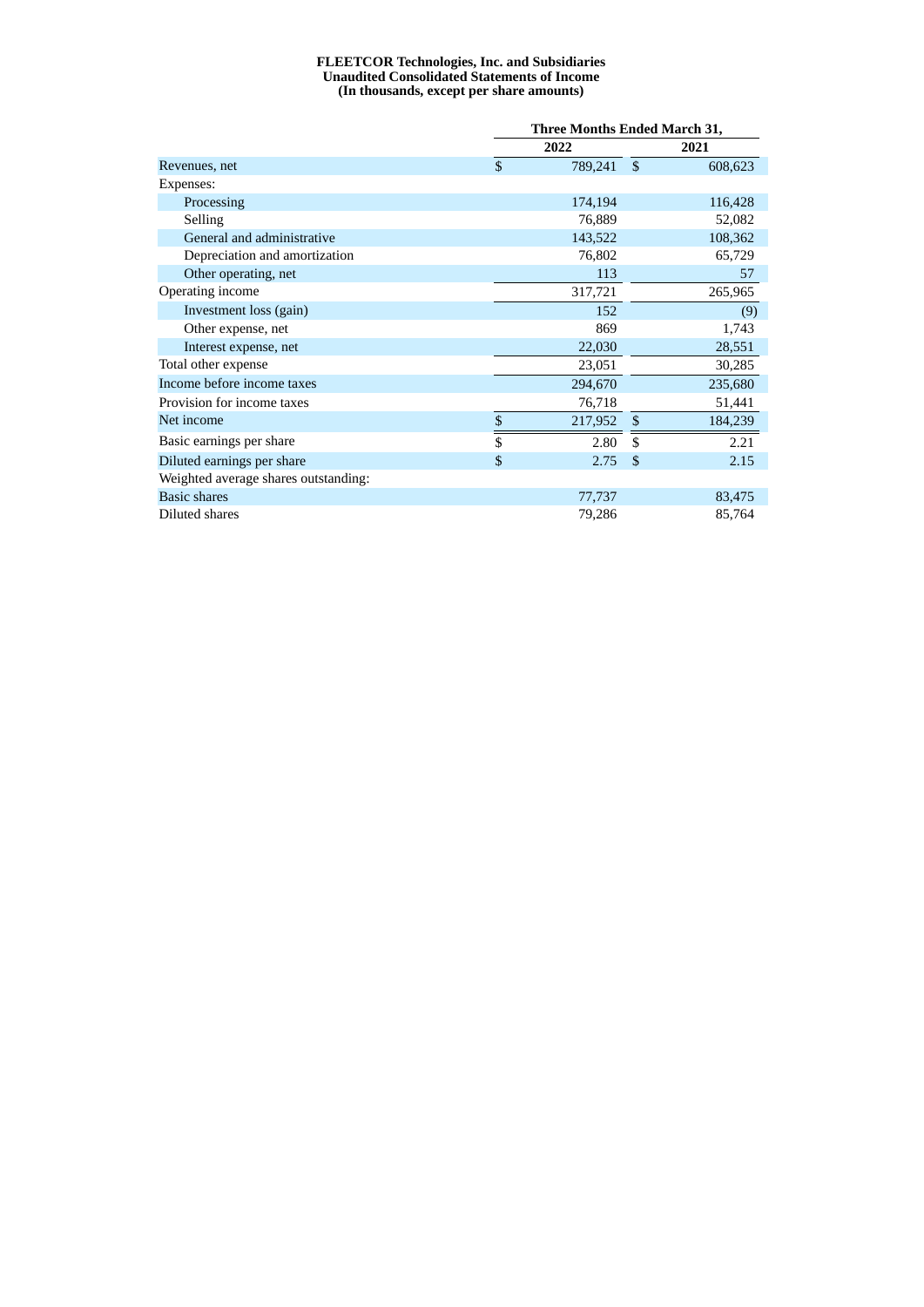**FLEETCOR Technologies, Inc. and Subsidiaries**
**Unaudited Consolidated Statements of Income**
**(In thousands, except per share amounts)**

| | Three Months Ended March 31, | |
|---|---|---|
| | 2022 | 2021 |
| Revenues, net | $ 789,241 | $ 608,623 |
| Expenses: | | |
| Processing | 174,194 | 116,428 |
| Selling | 76,889 | 52,082 |
| General and administrative | 143,522 | 108,362 |
| Depreciation and amortization | 76,802 | 65,729 |
| Other operating, net | 113 | 57 |
| Operating income | 317,721 | 265,965 |
| Investment loss (gain) | 152 | (9) |
| Other expense, net | 869 | 1,743 |
| Interest expense, net | 22,030 | 28,551 |
| Total other expense | 23,051 | 30,285 |
| Income before income taxes | 294,670 | 235,680 |
| Provision for income taxes | 76,718 | 51,441 |
| Net income | $ 217,952 | $ 184,239 |
| Basic earnings per share | $ 2.80 | $ 2.21 |
| Diluted earnings per share | $ 2.75 | $ 2.15 |
| Weighted average shares outstanding: | | |
| Basic shares | 77,737 | 83,475 |
| Diluted shares | 79,286 | 85,764 |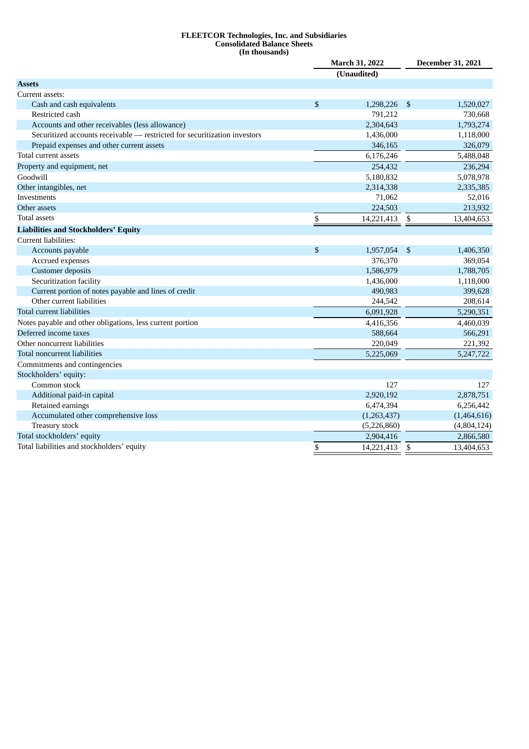**FLEETCOR Technologies, Inc. and Subsidiaries**
**Consolidated Balance Sheets**
**(In thousands)**

| | March 31, 2022 | December 31, 2021 |
|---|---|---|
| | (Unaudited) | |
| **Assets** | | |
| Current assets: | | |
| Cash and cash equivalents | $ 1,298,226 | $ 1,520,027 |
| Restricted cash | 791,212 | 730,668 |
| Accounts and other receivables (less allowance) | 2,304,643 | 1,793,274 |
| Securitized accounts receivable — restricted for securitization investors | 1,436,000 | 1,118,000 |
| Prepaid expenses and other current assets | 346,165 | 326,079 |
| Total current assets | 6,176,246 | 5,488,048 |
| Property and equipment, net | 254,432 | 236,294 |
| Goodwill | 5,180,832 | 5,078,978 |
| Other intangibles, net | 2,314,338 | 2,335,385 |
| Investments | 71,062 | 52,016 |
| Other assets | 224,503 | 213,932 |
| Total assets | $ 14,221,413 | $ 13,404,653 |
| **Liabilities and Stockholders' Equity** | | |
| Current liabilities: | | |
| Accounts payable | $ 1,957,054 | $ 1,406,350 |
| Accrued expenses | 376,370 | 369,054 |
| Customer deposits | 1,586,979 | 1,788,705 |
| Securitization facility | 1,436,000 | 1,118,000 |
| Current portion of notes payable and lines of credit | 490,983 | 399,628 |
| Other current liabilities | 244,542 | 208,614 |
| Total current liabilities | 6,091,928 | 5,290,351 |
| Notes payable and other obligations, less current portion | 4,416,356 | 4,460,039 |
| Deferred income taxes | 588,664 | 566,291 |
| Other noncurrent liabilities | 220,049 | 221,392 |
| Total noncurrent liabilities | 5,225,069 | 5,247,722 |
| Commitments and contingencies | | |
| Stockholders' equity: | | |
| Common stock | 127 | 127 |
| Additional paid-in capital | 2,920,192 | 2,878,751 |
| Retained earnings | 6,474,394 | 6,256,442 |
| Accumulated other comprehensive loss | (1,263,437) | (1,464,616) |
| Treasury stock | (5,226,860) | (4,804,124) |
| Total stockholders' equity | 2,904,416 | 2,866,580 |
| Total liabilities and stockholders' equity | $ 14,221,413 | $ 13,404,653 |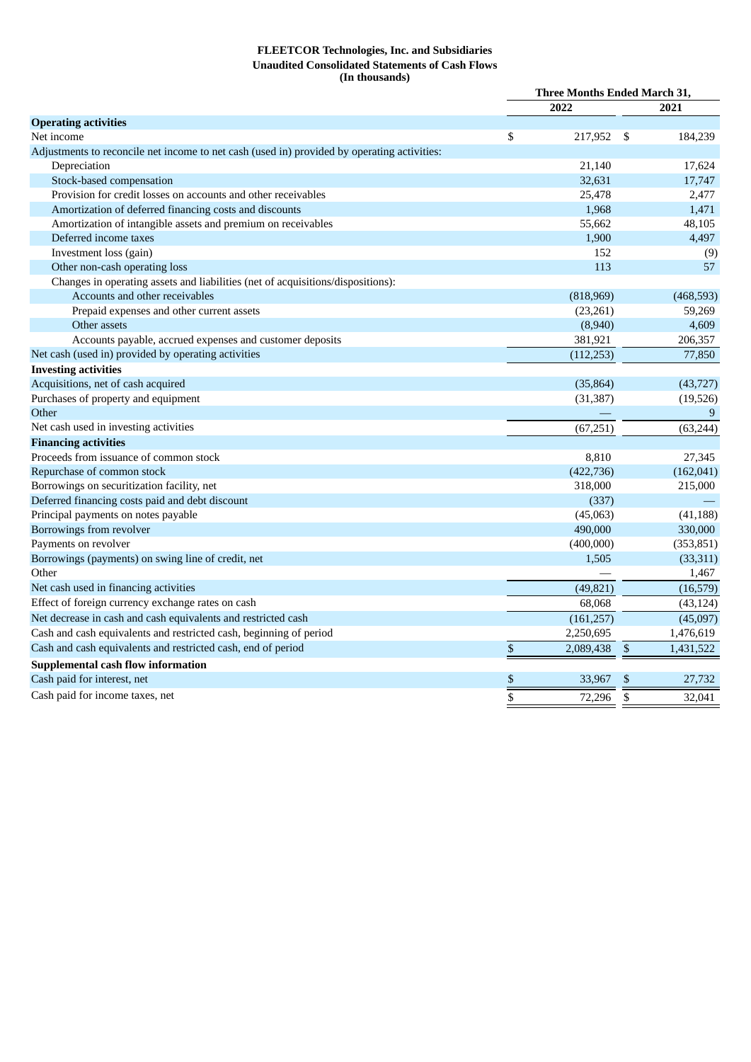**FLEETCOR Technologies, Inc. and Subsidiaries**
**Unaudited Consolidated Statements of Cash Flows**
**(In thousands)**

| | Three Months Ended March 31, | |
|---|---|---|
| | 2022 | 2021 |
| **Operating activities** | | |
| Net income | $ 217,952 | $ 184,239 |
| Adjustments to reconcile net income to net cash (used in) provided by operating activities: | | |
| Depreciation | 21,140 | 17,624 |
| Stock-based compensation | 32,631 | 17,747 |
| Provision for credit losses on accounts and other receivables | 25,478 | 2,477 |
| Amortization of deferred financing costs and discounts | 1,968 | 1,471 |
| Amortization of intangible assets and premium on receivables | 55,662 | 48,105 |
| Deferred income taxes | 1,900 | 4,497 |
| Investment loss (gain) | 152 | (9) |
| Other non-cash operating loss | 113 | 57 |
| Changes in operating assets and liabilities (net of acquisitions/dispositions): | | |
| Accounts and other receivables | (818,969) | (468,593) |
| Prepaid expenses and other current assets | (23,261) | 59,269 |
| Other assets | (8,940) | 4,609 |
| Accounts payable, accrued expenses and customer deposits | 381,921 | 206,357 |
| Net cash (used in) provided by operating activities | (112,253) | 77,850 |
| **Investing activities** | | |
| Acquisitions, net of cash acquired | (35,864) | (43,727) |
| Purchases of property and equipment | (31,387) | (19,526) |
| Other | — | 9 |
| Net cash used in investing activities | (67,251) | (63,244) |
| **Financing activities** | | |
| Proceeds from issuance of common stock | 8,810 | 27,345 |
| Repurchase of common stock | (422,736) | (162,041) |
| Borrowings on securitization facility, net | 318,000 | 215,000 |
| Deferred financing costs paid and debt discount | (337) | — |
| Principal payments on notes payable | (45,063) | (41,188) |
| Borrowings from revolver | 490,000 | 330,000 |
| Payments on revolver | (400,000) | (353,851) |
| Borrowings (payments) on swing line of credit, net | 1,505 | (33,311) |
| Other | — | 1,467 |
| Net cash used in financing activities | (49,821) | (16,579) |
| Effect of foreign currency exchange rates on cash | 68,068 | (43,124) |
| Net decrease in cash and cash equivalents and restricted cash | (161,257) | (45,097) |
| Cash and cash equivalents and restricted cash, beginning of period | 2,250,695 | 1,476,619 |
| Cash and cash equivalents and restricted cash, end of period | $ 2,089,438 | $ 1,431,522 |
| **Supplemental cash flow information** | | |
| Cash paid for interest, net | $ 33,967 | $ 27,732 |
| Cash paid for income taxes, net | $ 72,296 | $ 32,041 |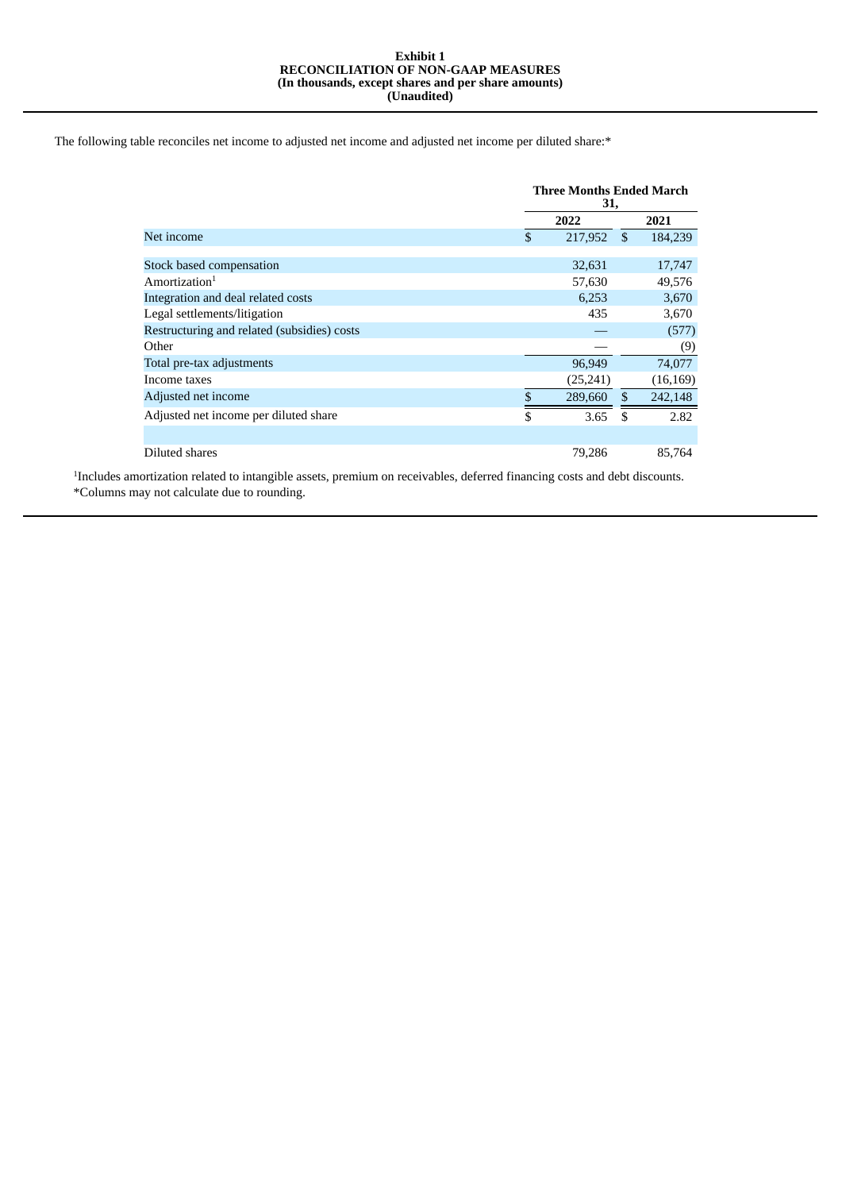**Exhibit 1**
**RECONCILIATION OF NON-GAAP MEASURES**
**(In thousands, except shares and per share amounts)**
**(Unaudited)**

The following table reconciles net income to adjusted net income and adjusted net income per diluted share:*

| | Three Months Ended March 31, | |
|---|---|---|
| | 2022 | 2021 |
| Net income | $ 217,952 | $ 184,239 |
| | | |
| Stock based compensation | 32,631 | 17,747 |
| Amortization[1] | 57,630 | 49,576 |
| Integration and deal related costs | 6,253 | 3,670 |
| Legal settlements/litigation | 435 | 3,670 |
| Restructuring and related (subsidies) costs | — | (577) |
| Other | — | (9) |
| Total pre-tax adjustments | 96,949 | 74,077 |
| Income taxes | (25,241) | (16,169) |
| Adjusted net income | $ 289,660 | $ 242,148 |
| Adjusted net income per diluted share | $ 3.65 | $ 2.82 |
| | | |
| Diluted shares | 79,286 | 85,764 |

[1]Includes amortization related to intangible assets, premium on receivables, deferred financing costs and debt discounts.
*Columns may not calculate due to rounding.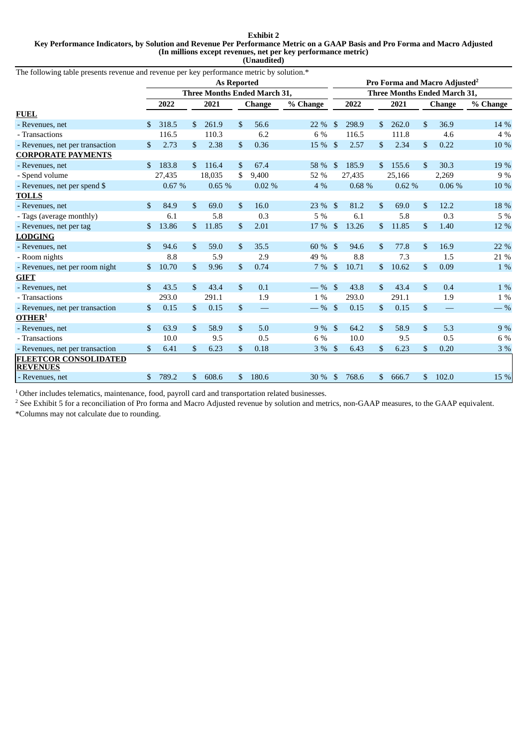**Exhibit 2**
**Key Performance Indicators, by Solution and Revenue Per Performance Metric on a GAAP Basis and Pro Forma and Macro Adjusted**
**(In millions except revenues, net per key performance metric)**
**(Unaudited)**

The following table presents revenue and revenue per key performance metric by solution.*

| | As Reported | | | | Pro Forma and Macro Adjusted[2] | | | |
|---|---|---|---|---|---|---|---|---|
| | Three Months Ended March 31, | | | | Three Months Ended March 31, | | | |
| | 2022 | 2021 | Change | % Change | 2022 | 2021 | Change | % Change |
| **FUEL** | | | | | | | | |
| - Revenues, net | $ 318.5 | $ 261.9 | $ 56.6 | 22 % | $ 298.9 | $ 262.0 | $ 36.9 | 14 % |
| - Transactions | 116.5 | 110.3 | 6.2 | 6 % | 116.5 | 111.8 | 4.6 | 4 % |
| - Revenues, net per transaction | $ 2.73 | $ 2.38 | $ 0.36 | 15 % | $ 2.57 | $ 2.34 | $ 0.22 | 10 % |
| **CORPORATE PAYMENTS** | | | | | | | | |
| - Revenues, net | $ 183.8 | $ 116.4 | $ 67.4 | 58 % | $ 185.9 | $ 155.6 | $ 30.3 | 19 % |
| - Spend volume | 27,435 | 18,035 | $ 9,400 | 52 % | 27,435 | 25,166 | 2,269 | 9 % |
| - Revenues, net per spend $ | 0.67 % | 0.65 % | 0.02 % | 4 % | 0.68 % | 0.62 % | 0.06 % | 10 % |
| **TOLLS** | | | | | | | | |
| - Revenues, net | $ 84.9 | $ 69.0 | $ 16.0 | 23 % | $ 81.2 | $ 69.0 | $ 12.2 | 18 % |
| - Tags (average monthly) | 6.1 | 5.8 | 0.3 | 5 % | 6.1 | 5.8 | 0.3 | 5 % |
| - Revenues, net per tag | $ 13.86 | $ 11.85 | $ 2.01 | 17 % | $ 13.26 | $ 11.85 | $ 1.40 | 12 % |
| **LODGING** | | | | | | | | |
| - Revenues, net | $ 94.6 | $ 59.0 | $ 35.5 | 60 % | $ 94.6 | $ 77.8 | $ 16.9 | 22 % |
| - Room nights | 8.8 | 5.9 | 2.9 | 49 % | 8.8 | 7.3 | 1.5 | 21 % |
| - Revenues, net per room night | $ 10.70 | $ 9.96 | $ 0.74 | 7 % | $ 10.71 | $ 10.62 | $ 0.09 | 1 % |
| **GIFT** | | | | | | | | |
| - Revenues, net | $ 43.5 | $ 43.4 | $ 0.1 | — % | $ 43.8 | $ 43.4 | $ 0.4 | 1 % |
| - Transactions | 293.0 | 291.1 | 1.9 | 1 % | 293.0 | 291.1 | 1.9 | 1 % |
| - Revenues, net per transaction | $ 0.15 | $ 0.15 | $ — | — % | $ 0.15 | $ 0.15 | $ — | — % |
| **OTHER[1]** | | | | | | | | |
| - Revenues, net | $ 63.9 | $ 58.9 | $ 5.0 | 9 % | $ 64.2 | $ 58.9 | $ 5.3 | 9 % |
| - Transactions | 10.0 | 9.5 | 0.5 | 6 % | 10.0 | 9.5 | 0.5 | 6 % |
| - Revenues, net per transaction | $ 6.41 | $ 6.23 | $ 0.18 | 3 % | $ 6.43 | $ 6.23 | $ 0.20 | 3 % |
| **FLEETCOR CONSOLIDATED REVENUES** | | | | | | | | |
| - Revenues, net | $ 789.2 | $ 608.6 | $ 180.6 | 30 % | $ 768.6 | $ 666.7 | $ 102.0 | 15 % |

[1] Other includes telematics, maintenance, food, payroll card and transportation related businesses.

[2] See Exhibit 5 for a reconciliation of Pro forma and Macro Adjusted revenue by solution and metrics, non-GAAP measures, to the GAAP equivalent.

*Columns may not calculate due to rounding.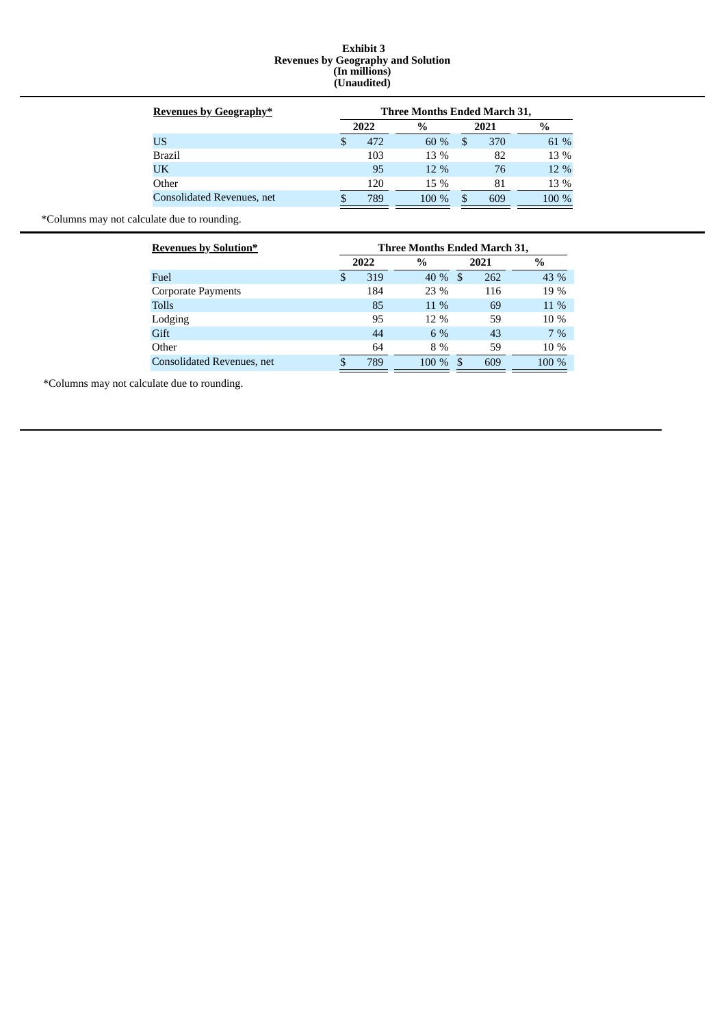**Exhibit 3**
**Revenues by Geography and Solution**
**(In millions)**
**(Unaudited)**

| **Revenues by Geography*** | **Three Months Ended March 31,** | | | |
|---|---|---|---|---|
| | **2022** | **%** | **2021** | **%** |
| US | $ 472 | 60 % | $ 370 | 61 % |
| Brazil | 103 | 13 % | 82 | 13 % |
| UK | 95 | 12 % | 76 | 12 % |
| Other | 120 | 15 % | 81 | 13 % |
| Consolidated Revenues, net | $ 789 | 100 % | $ 609 | 100 % |

*Columns may not calculate due to rounding.

| **Revenues by Solution*** | **Three Months Ended March 31,** | | | |
|---|---|---|---|---|
| | **2022** | **%** | **2021** | **%** |
| Fuel | $ 319 | 40 % | $ 262 | 43 % |
| Corporate Payments | 184 | 23 % | 116 | 19 % |
| Tolls | 85 | 11 % | 69 | 11 % |
| Lodging | 95 | 12 % | 59 | 10 % |
| Gift | 44 | 6 % | 43 | 7 % |
| Other | 64 | 8 % | 59 | 10 % |
| Consolidated Revenues, net | $ 789 | 100 % | $ 609 | 100 % |

*Columns may not calculate due to rounding.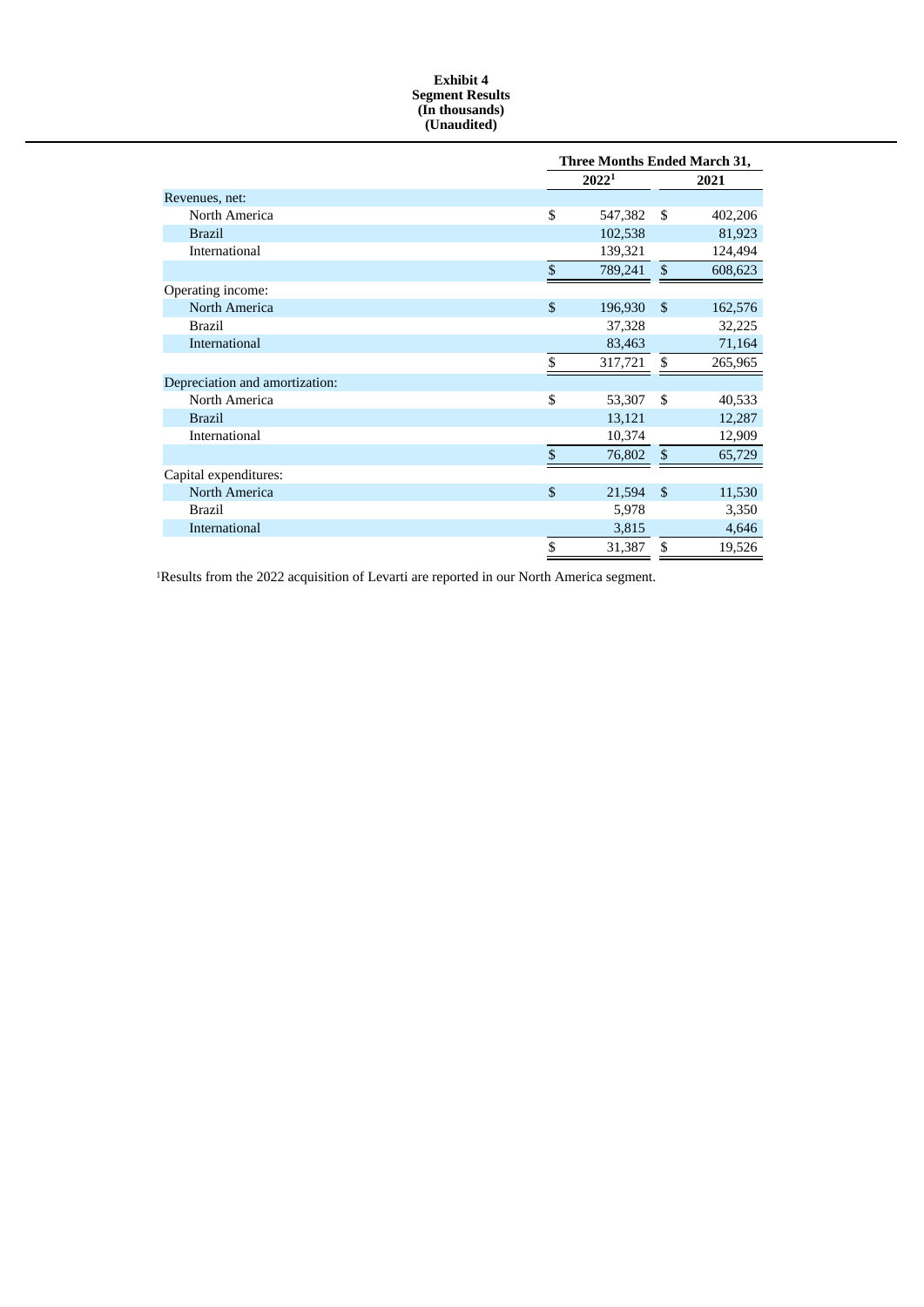**Exhibit 4**
**Segment Results**
**(In thousands)**
**(Unaudited)**

| | Three Months Ended March 31, | |
|---|---|---|
| | 2022[1] | 2021 |
| Revenues, net: | | |
| North America | $ 547,382 | $ 402,206 |
| Brazil | 102,538 | 81,923 |
| International | 139,321 | 124,494 |
| | $ 789,241 | $ 608,623 |
| Operating income: | | |
| North America | $ 196,930 | $ 162,576 |
| Brazil | 37,328 | 32,225 |
| International | 83,463 | 71,164 |
| | $ 317,721 | $ 265,965 |
| Depreciation and amortization: | | |
| North America | $ 53,307 | $ 40,533 |
| Brazil | 13,121 | 12,287 |
| International | 10,374 | 12,909 |
| | $ 76,802 | $ 65,729 |
| Capital expenditures: | | |
| North America | $ 21,594 | $ 11,530 |
| Brazil | 5,978 | 3,350 |
| International | 3,815 | 4,646 |
| | $ 31,387 | $ 19,526 |

[1]Results from the 2022 acquisition of Levarti are reported in our North America segment.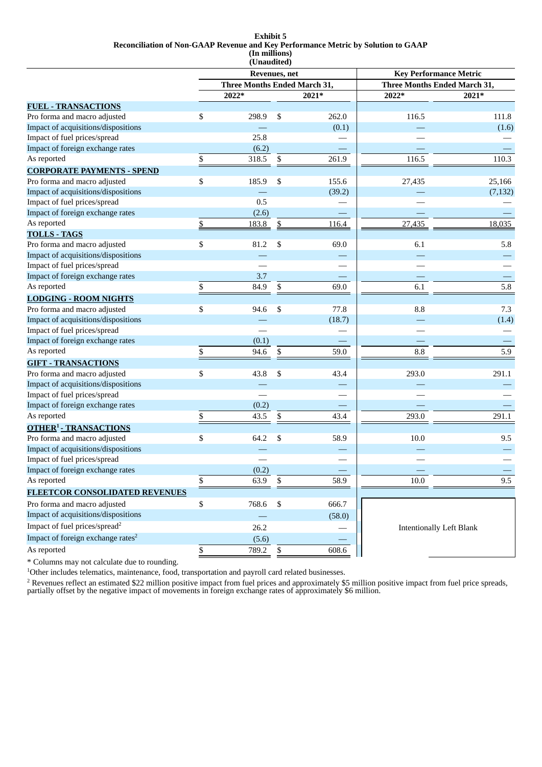**Exhibit 5**
**Reconciliation of Non-GAAP Revenue and Key Performance Metric by Solution to GAAP**
**(In millions)**
**(Unaudited)**

| | Revenues, net | | Key Performance Metric | |
|---|---|---|---|---|
| | Three Months Ended March 31, | | Three Months Ended March 31, | |
| | 2022* | 2021* | 2022* | 2021* |
| **FUEL - TRANSACTIONS** | | | | |
| Pro forma and macro adjusted | $ 298.9 | $ 262.0 | 116.5 | 111.8 |
| Impact of acquisitions/dispositions | — | (0.1) | — | (1.6) |
| Impact of fuel prices/spread | 25.8 | — | — | — |
| Impact of foreign exchange rates | (6.2) | — | — | — |
| As reported | $ 318.5 | $ 261.9 | 116.5 | 110.3 |
| **CORPORATE PAYMENTS - SPEND** | | | | |
| Pro forma and macro adjusted | $ 185.9 | $ 155.6 | 27,435 | 25,166 |
| Impact of acquisitions/dispositions | — | (39.2) | — | (7,132) |
| Impact of fuel prices/spread | 0.5 | — | — | — |
| Impact of foreign exchange rates | (2.6) | — | — | — |
| As reported | $ 183.8 | $ 116.4 | 27,435 | 18,035 |
| **TOLLS - TAGS** | | | | |
| Pro forma and macro adjusted | $ 81.2 | $ 69.0 | 6.1 | 5.8 |
| Impact of acquisitions/dispositions | — | — | — | — |
| Impact of fuel prices/spread | — | — | — | — |
| Impact of foreign exchange rates | 3.7 | — | — | — |
| As reported | $ 84.9 | $ 69.0 | 6.1 | 5.8 |
| **LODGING - ROOM NIGHTS** | | | | |
| Pro forma and macro adjusted | $ 94.6 | $ 77.8 | 8.8 | 7.3 |
| Impact of acquisitions/dispositions | — | (18.7) | — | (1.4) |
| Impact of fuel prices/spread | — | — | — | — |
| Impact of foreign exchange rates | (0.1) | — | — | — |
| As reported | $ 94.6 | $ 59.0 | 8.8 | 5.9 |
| **GIFT - TRANSACTIONS** | | | | |
| Pro forma and macro adjusted | $ 43.8 | $ 43.4 | 293.0 | 291.1 |
| Impact of acquisitions/dispositions | — | — | — | — |
| Impact of fuel prices/spread | — | — | — | — |
| Impact of foreign exchange rates | (0.2) | — | — | — |
| As reported | $ 43.5 | $ 43.4 | 293.0 | 291.1 |
| **OTHER[1] - TRANSACTIONS** | | | | |
| Pro forma and macro adjusted | $ 64.2 | $ 58.9 | 10.0 | 9.5 |
| Impact of acquisitions/dispositions | — | — | — | — |
| Impact of fuel prices/spread | — | — | — | — |
| Impact of foreign exchange rates | (0.2) | — | — | — |
| As reported | $ 63.9 | $ 58.9 | 10.0 | 9.5 |
| **FLEETCOR CONSOLIDATED REVENUES** | | | | |
| Pro forma and macro adjusted | $ 768.6 | $ 666.7 | Intentionally Left Blank | |
| Impact of acquisitions/dispositions | — | (58.0) | | |
| Impact of fuel prices/spread[2] | 26.2 | — | | |
| Impact of foreign exchange rates[2] | (5.6) | — | | |
| As reported | $ 789.2 | $ 608.6 | | |

\* Columns may not calculate due to rounding.

[1]Other includes telematics, maintenance, food, transportation and payroll card related businesses.

[2] Revenues reflect an estimated $22 million positive impact from fuel prices and approximately $5 million positive impact from fuel price spreads, partially offset by the negative impact of movements in foreign exchange rates of approximately $6 million.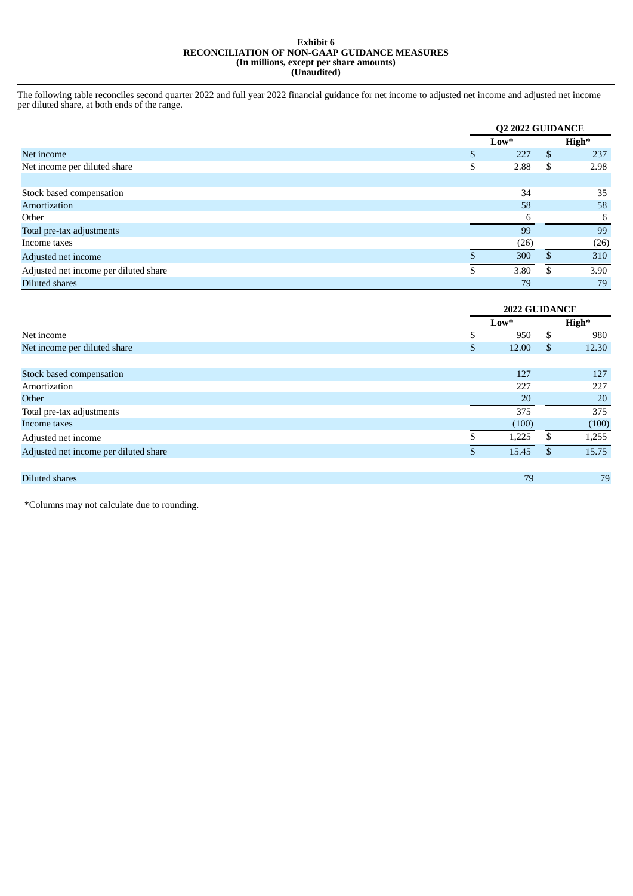**Exhibit 6**
**RECONCILIATION OF NON-GAAP GUIDANCE MEASURES**
**(In millions, except per share amounts)**
**(Unaudited)**

The following table reconciles second quarter 2022 and full year 2022 financial guidance for net income to adjusted net income and adjusted net income per diluted share, at both ends of the range.

| | Q2 2022 GUIDANCE | |
|---|---|---|
| | Low* | High* |
| Net income | $ 227 | $ 237 |
| Net income per diluted share | $ 2.88 | $ 2.98 |
| | | |
| Stock based compensation | 34 | 35 |
| Amortization | 58 | 58 |
| Other | 6 | 6 |
| Total pre-tax adjustments | 99 | 99 |
| Income taxes | (26) | (26) |
| Adjusted net income | $ 300 | $ 310 |
| Adjusted net income per diluted share | $ 3.80 | $ 3.90 |
| Diluted shares | 79 | 79 |

| | 2022 GUIDANCE | |
|---|---|---|
| | Low* | High* |
| Net income | $ 950 | $ 980 |
| Net income per diluted share | $ 12.00 | $ 12.30 |
| | | |
| Stock based compensation | 127 | 127 |
| Amortization | 227 | 227 |
| Other | 20 | 20 |
| Total pre-tax adjustments | 375 | 375 |
| Income taxes | (100) | (100) |
| Adjusted net income | $ 1,225 | $ 1,255 |
| Adjusted net income per diluted share | $ 15.45 | $ 15.75 |
| | | |
| Diluted shares | 79 | 79 |

*Columns may not calculate due to rounding.